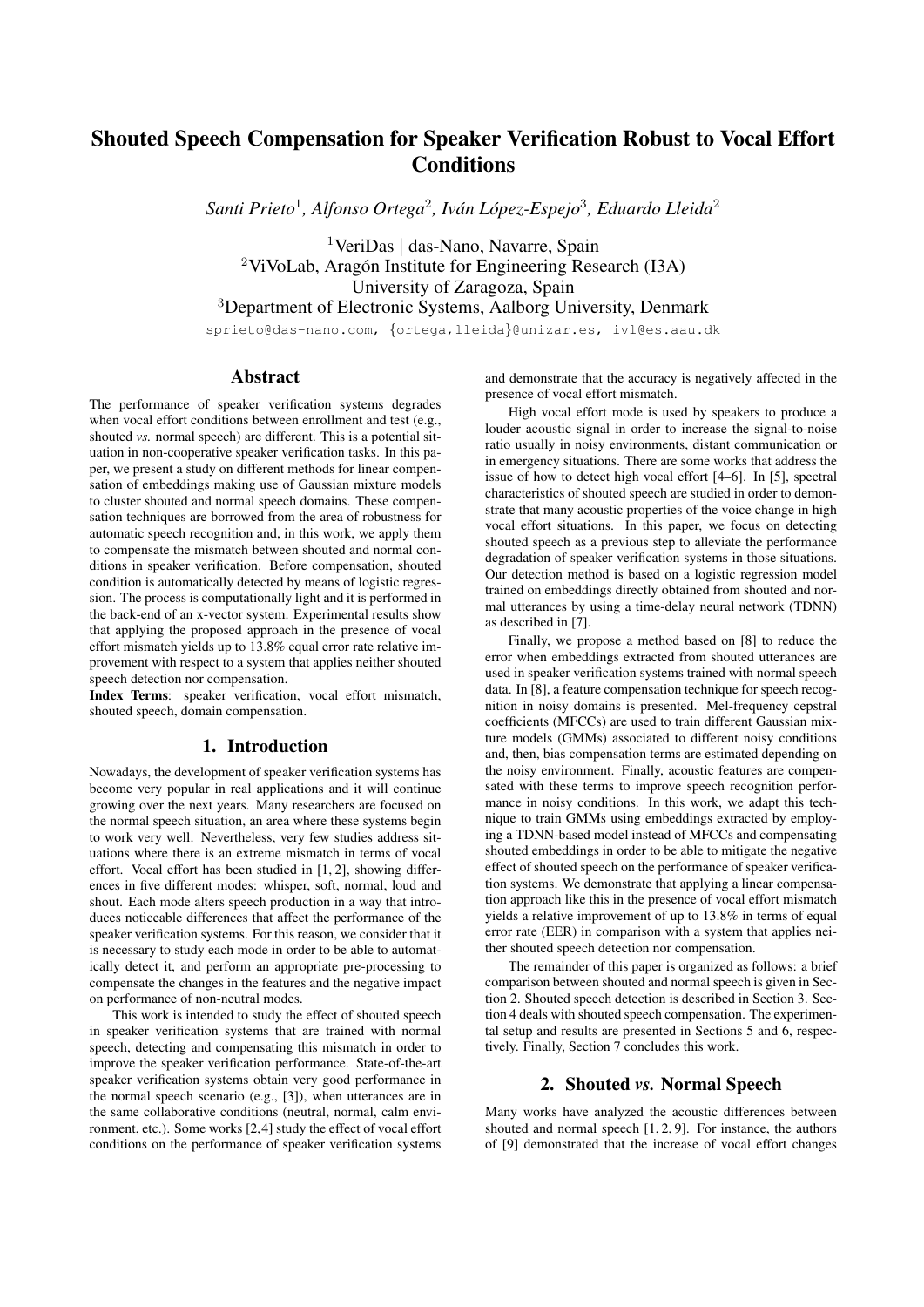# Shouted Speech Compensation for Speaker Verification Robust to Vocal Effort Conditions

*Santi Prieto*[1], *Alfonso Ortega*[2], *Iván López-Espejo*[3], *Eduardo Lleida*[2]

[1]VeriDas | das-Nano, Navarre, Spain
[2]ViVoLab, Aragón Institute for Engineering Research (I3A)
University of Zaragoza, Spain
[3]Department of Electronic Systems, Aalborg University, Denmark

sprieto@das-nano.com, {ortega,lleida}@unizar.es, ivl@es.aau.dk

## Abstract

The performance of speaker verification systems degrades when vocal effort conditions between enrollment and test (e.g., shouted *vs.* normal speech) are different. This is a potential situation in non-cooperative speaker verification tasks. In this paper, we present a study on different methods for linear compensation of embeddings making use of Gaussian mixture models to cluster shouted and normal speech domains. These compensation techniques are borrowed from the area of robustness for automatic speech recognition and, in this work, we apply them to compensate the mismatch between shouted and normal conditions in speaker verification. Before compensation, shouted condition is automatically detected by means of logistic regression. The process is computationally light and it is performed in the back-end of an x-vector system. Experimental results show that applying the proposed approach in the presence of vocal effort mismatch yields up to 13.8% equal error rate relative improvement with respect to a system that applies neither shouted speech detection nor compensation.

**Index Terms**: speaker verification, vocal effort mismatch, shouted speech, domain compensation.

## 1. Introduction

Nowadays, the development of speaker verification systems has become very popular in real applications and it will continue growing over the next years. Many researchers are focused on the normal speech situation, an area where these systems begin to work very well. Nevertheless, very few studies address situations where there is an extreme mismatch in terms of vocal effort. Vocal effort has been studied in [1, 2], showing differences in five different modes: whisper, soft, normal, loud and shout. Each mode alters speech production in a way that introduces noticeable differences that affect the performance of the speaker verification systems. For this reason, we consider that it is necessary to study each mode in order to be able to automatically detect it, and perform an appropriate pre-processing to compensate the changes in the features and the negative impact on performance of non-neutral modes.

This work is intended to study the effect of shouted speech in speaker verification systems that are trained with normal speech, detecting and compensating this mismatch in order to improve the speaker verification performance. State-of-the-art speaker verification systems obtain very good performance in the normal speech scenario (e.g., [3]), when utterances are in the same collaborative conditions (neutral, normal, calm environment, etc.). Some works [2,4] study the effect of vocal effort conditions on the performance of speaker verification systems and demonstrate that the accuracy is negatively affected in the presence of vocal effort mismatch.

High vocal effort mode is used by speakers to produce a louder acoustic signal in order to increase the signal-to-noise ratio usually in noisy environments, distant communication or in emergency situations. There are some works that address the issue of how to detect high vocal effort [4–6]. In [5], spectral characteristics of shouted speech are studied in order to demonstrate that many acoustic properties of the voice change in high vocal effort situations. In this paper, we focus on detecting shouted speech as a previous step to alleviate the performance degradation of speaker verification systems in those situations. Our detection method is based on a logistic regression model trained on embeddings directly obtained from shouted and normal utterances by using a time-delay neural network (TDNN) as described in [7].

Finally, we propose a method based on [8] to reduce the error when embeddings extracted from shouted utterances are used in speaker verification systems trained with normal speech data. In [8], a feature compensation technique for speech recognition in noisy domains is presented. Mel-frequency cepstral coefficients (MFCCs) are used to train different Gaussian mixture models (GMMs) associated to different noisy conditions and, then, bias compensation terms are estimated depending on the noisy environment. Finally, acoustic features are compensated with these terms to improve speech recognition performance in noisy conditions. In this work, we adapt this technique to train GMMs using embeddings extracted by employing a TDNN-based model instead of MFCCs and compensating shouted embeddings in order to be able to mitigate the negative effect of shouted speech on the performance of speaker verification systems. We demonstrate that applying a linear compensation approach like this in the presence of vocal effort mismatch yields a relative improvement of up to 13.8% in terms of equal error rate (EER) in comparison with a system that applies neither shouted speech detection nor compensation.

The remainder of this paper is organized as follows: a brief comparison between shouted and normal speech is given in Section 2. Shouted speech detection is described in Section 3. Section 4 deals with shouted speech compensation. The experimental setup and results are presented in Sections 5 and 6, respectively. Finally, Section 7 concludes this work.

## 2. Shouted *vs.* Normal Speech

Many works have analyzed the acoustic differences between shouted and normal speech [1, 2, 9]. For instance, the authors of [9] demonstrated that the increase of vocal effort changes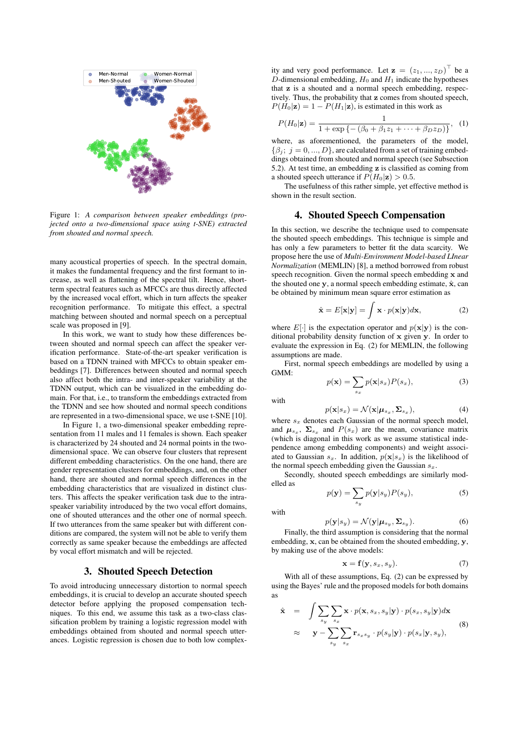Figure 1: *A comparison between speaker embeddings (projected onto a two-dimensional space using t-SNE) extracted from shouted and normal speech.*

many acoustical properties of speech. In the spectral domain, it makes the fundamental frequency and the first formant to increase, as well as flattening of the spectral tilt. Hence, short-term spectral features such as MFCCs are thus directly affected by the increased vocal effort, which in turn affects the speaker recognition performance. To mitigate this effect, a spectral matching between shouted and normal speech on a perceptual scale was proposed in [9].

In this work, we want to study how these differences between shouted and normal speech can affect the speaker verification performance. State-of-the-art speaker verification is based on a TDNN trained with MFCCs to obtain speaker embeddings [7]. Differences between shouted and normal speech also affect both the intra- and inter-speaker variability at the TDNN output, which can be visualized in the embedding domain. For that, i.e., to transform the embeddings extracted from the TDNN and see how shouted and normal speech conditions are represented in a two-dimensional space, we use t-SNE [10].

In Figure 1, a two-dimensional speaker embedding representation from 11 males and 11 females is shown. Each speaker is characterized by 24 shouted and 24 normal points in the two-dimensional space. We can observe four clusters that represent different embedding characteristics. On the one hand, there are gender representation clusters for embeddings, and, on the other hand, there are shouted and normal speech differences in the embedding characteristics that are visualized in distinct clusters. This affects the speaker verification task due to the intra-speaker variability introduced by the two vocal effort domains, one of shouted utterances and the other one of normal speech. If two utterances from the same speaker but with different conditions are compared, the system will not be able to verify them correctly as same speaker because the embeddings are affected by vocal effort mismatch and will be rejected.

## 3. Shouted Speech Detection

To avoid introducing unnecessary distortion to normal speech embeddings, it is crucial to develop an accurate shouted speech detector before applying the proposed compensation techniques. To this end, we assume this task as a two-class classification problem by training a logistic regression model with embeddings obtained from shouted and normal speech utterances. Logistic regression is chosen due to both low complexity and very good performance. Let $\mathbf{z} = (z_1, ..., z_D)^\top$ be a $D$-dimensional embedding, $H_0$ and $H_1$ indicate the hypotheses that $\mathbf{z}$ is a shouted and a normal speech embedding, respectively. Thus, the probability that $\mathbf{z}$ comes from shouted speech, $P(H_0|\mathbf{z}) = 1 - P(H_1|\mathbf{z})$, is estimated in this work as

$$P(H_0|\mathbf{z}) = \frac{1}{1 + \exp\{-(\beta_0 + \beta_1 z_1 + \cdots + \beta_D z_D)\}}, \quad (1)$$

where, as aforementioned, the parameters of the model, $\{\beta_j;\ j = 0, ..., D\}$, are calculated from a set of training embeddings obtained from shouted and normal speech (see Subsection 5.2). At test time, an embedding $\mathbf{z}$ is classified as coming from a shouted speech utterance if $P(H_0|\mathbf{z}) > 0.5$.

The usefulness of this rather simple, yet effective method is shown in the result section.

## 4. Shouted Speech Compensation

In this section, we describe the technique used to compensate the shouted speech embeddings. This technique is simple and has only a few parameters to better fit the data scarcity. We propose here the use of *Multi-Environment Model-based LInear Normalization* (MEMLIN) [8], a method borrowed from robust speech recognition. Given the normal speech embedding $\mathbf{x}$ and the shouted one $\mathbf{y}$, a normal speech embedding estimate, $\hat{\mathbf{x}}$, can be obtained by minimum mean square error estimation as

$$\hat{\mathbf{x}} = E[\mathbf{x}|\mathbf{y}] = \int \mathbf{x} \cdot p(\mathbf{x}|\mathbf{y}) d\mathbf{x}, \quad (2)$$

where $E[\cdot]$ is the expectation operator and $p(\mathbf{x}|\mathbf{y})$ is the conditional probability density function of $\mathbf{x}$ given $\mathbf{y}$. In order to evaluate the expression in Eq. (2) for MEMLIN, the following assumptions are made.

First, normal speech embeddings are modelled by using a GMM:

$$p(\mathbf{x}) = \sum_{s_x} p(\mathbf{x}|s_x) P(s_x), \quad (3)$$

with

$$p(\mathbf{x}|s_x) = \mathcal{N}(\mathbf{x}|\boldsymbol{\mu}_{s_x}, \boldsymbol{\Sigma}_{s_x}), \quad (4)$$

where $s_x$ denotes each Gaussian of the normal speech model, and $\boldsymbol{\mu}_{s_x}$, $\boldsymbol{\Sigma}_{s_x}$ and $P(s_x)$ are the mean, covariance matrix (which is diagonal in this work as we assume statistical independence among embedding components) and weight associated to Gaussian $s_x$. In addition, $p(\mathbf{x}|s_x)$ is the likelihood of the normal speech embedding given the Gaussian $s_x$.

Secondly, shouted speech embeddings are similarly modelled as

$$p(\mathbf{y}) = \sum_{s_y} p(\mathbf{y}|s_y) P(s_y), \quad (5)$$

with

$$p(\mathbf{y}|s_y) = \mathcal{N}(\mathbf{y}|\boldsymbol{\mu}_{s_y}, \boldsymbol{\Sigma}_{s_y}). \quad (6)$$

Finally, the third assumption is considering that the normal embedding, $\mathbf{x}$, can be obtained from the shouted embedding, $\mathbf{y}$, by making use of the above models:

$$\mathbf{x} = \mathbf{f}(\mathbf{y}, s_x, s_y). \quad (7)$$

With all of these assumptions, Eq. (2) can be expressed by using the Bayes' rule and the proposed models for both domains as

$$\begin{aligned} \hat{\mathbf{x}} &= \int \sum_{s_y} \sum_{s_x} \mathbf{x} \cdot p(\mathbf{x}, s_x, s_y|\mathbf{y}) \cdot p(s_x, s_y|\mathbf{y}) d\mathbf{x} \\ &\approx \mathbf{y} - \sum_{s_y} \sum_{s_x} \mathbf{r}_{s_x s_y} \cdot p(s_y|\mathbf{y}) \cdot p(s_x|\mathbf{y}, s_y), \end{aligned} \quad (8)$$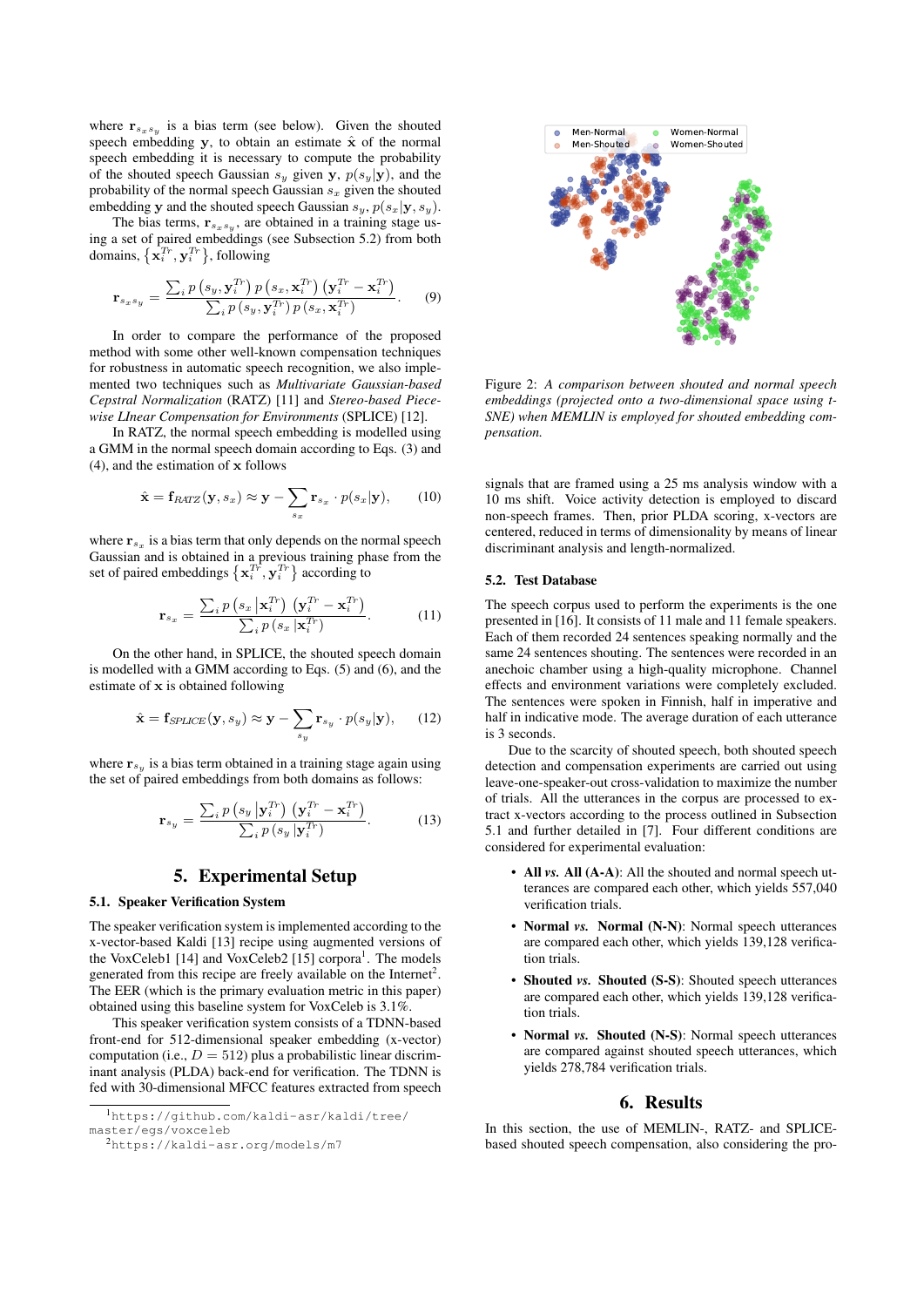where $\mathbf{r}_{s_x s_y}$ is a bias term (see below). Given the shouted speech embedding $\mathbf{y}$, to obtain an estimate $\hat{\mathbf{x}}$ of the normal speech embedding it is necessary to compute the probability of the shouted speech Gaussian $s_y$ given $\mathbf{y}$, $p(s_y|\mathbf{y})$, and the probability of the normal speech Gaussian $s_x$ given the shouted embedding $\mathbf{y}$ and the shouted speech Gaussian $s_y$, $p(s_x|\mathbf{y}, s_y)$.

The bias terms, $\mathbf{r}_{s_x s_y}$, are obtained in a training stage using a set of paired embeddings (see Subsection 5.2) from both domains, $\{\mathbf{x}_i^{Tr}, \mathbf{y}_i^{Tr}\}$, following

$$\mathbf{r}_{s_x s_y} = \frac{\sum_i p\left(s_y, \mathbf{y}_i^{Tr}\right) p\left(s_x, \mathbf{x}_i^{Tr}\right) \left(\mathbf{y}_i^{Tr} - \mathbf{x}_i^{Tr}\right)}{\sum_i p\left(s_y, \mathbf{y}_i^{Tr}\right) p\left(s_x, \mathbf{x}_i^{Tr}\right)}. \tag{9}$$

In order to compare the performance of the proposed method with some other well-known compensation techniques for robustness in automatic speech recognition, we also implemented two techniques such as *Multivariate Gaussian-based Cepstral Normalization* (RATZ) [11] and *Stereo-based Piecewise LInear Compensation for Environments* (SPLICE) [12].

In RATZ, the normal speech embedding is modelled using a GMM in the normal speech domain according to Eqs. (3) and (4), and the estimation of $\mathbf{x}$ follows

$$\hat{\mathbf{x}} = \mathbf{f}_{RATZ}(\mathbf{y}, s_x) \approx \mathbf{y} - \sum_{s_x} \mathbf{r}_{s_x} \cdot p(s_x|\mathbf{y}), \tag{10}$$

where $\mathbf{r}_{s_x}$ is a bias term that only depends on the normal speech Gaussian and is obtained in a previous training phase from the set of paired embeddings $\{\mathbf{x}_i^{Tr}, \mathbf{y}_i^{Tr}\}$ according to

$$\mathbf{r}_{s_x} = \frac{\sum_i p\left(s_x \left|\mathbf{x}_i^{Tr}\right.\right) \left(\mathbf{y}_i^{Tr} - \mathbf{x}_i^{Tr}\right)}{\sum_i p\left(s_x \left|\mathbf{x}_i^{Tr}\right.\right)}. \tag{11}$$

On the other hand, in SPLICE, the shouted speech domain is modelled with a GMM according to Eqs. (5) and (6), and the estimate of $\mathbf{x}$ is obtained following

$$\hat{\mathbf{x}} = \mathbf{f}_{SPLICE}(\mathbf{y}, s_y) \approx \mathbf{y} - \sum_{s_y} \mathbf{r}_{s_y} \cdot p(s_y|\mathbf{y}), \tag{12}$$

where $\mathbf{r}_{s_y}$ is a bias term obtained in a training stage again using the set of paired embeddings from both domains as follows:

$$\mathbf{r}_{s_y} = \frac{\sum_i p\left(s_y \left|\mathbf{y}_i^{Tr}\right.\right) \left(\mathbf{y}_i^{Tr} - \mathbf{x}_i^{Tr}\right)}{\sum_i p\left(s_y \left|\mathbf{y}_i^{Tr}\right.\right)}. \tag{13}$$

# 5. Experimental Setup

## 5.1. Speaker Verification System

The speaker verification system is implemented according to the x-vector-based Kaldi [13] recipe using augmented versions of the VoxCeleb1 [14] and VoxCeleb2 [15] corpora[1]. The models generated from this recipe are freely available on the Internet[2]. The EER (which is the primary evaluation metric in this paper) obtained using this baseline system for VoxCeleb is 3.1%.

This speaker verification system consists of a TDNN-based front-end for 512-dimensional speaker embedding (x-vector) computation (i.e., $D = 512$) plus a probabilistic linear discriminant analysis (PLDA) back-end for verification. The TDNN is fed with 30-dimensional MFCC features extracted from speech signals that are framed using a 25 ms analysis window with a 10 ms shift. Voice activity detection is employed to discard non-speech frames. Then, prior PLDA scoring, x-vectors are centered, reduced in terms of dimensionality by means of linear discriminant analysis and length-normalized.

[1] https://github.com/kaldi-asr/kaldi/tree/master/egs/voxceleb

[2] https://kaldi-asr.org/models/m7

Figure 2: *A comparison between shouted and normal speech embeddings (projected onto a two-dimensional space using t-SNE) when MEMLIN is employed for shouted embedding compensation.*

## 5.2. Test Database

The speech corpus used to perform the experiments is the one presented in [16]. It consists of 11 male and 11 female speakers. Each of them recorded 24 sentences speaking normally and the same 24 sentences shouting. The sentences were recorded in an anechoic chamber using a high-quality microphone. Channel effects and environment variations were completely excluded. The sentences were spoken in Finnish, half in imperative and half in indicative mode. The average duration of each utterance is 3 seconds.

Due to the scarcity of shouted speech, both shouted speech detection and compensation experiments are carried out using leave-one-speaker-out cross-validation to maximize the number of trials. All the utterances in the corpus are processed to extract x-vectors according to the process outlined in Subsection 5.1 and further detailed in [7]. Four different conditions are considered for experimental evaluation:

- **All *vs.* All (A-A)**: All the shouted and normal speech utterances are compared each other, which yields 557,040 verification trials.
- **Normal *vs.* Normal (N-N)**: Normal speech utterances are compared each other, which yields 139,128 verification trials.
- **Shouted *vs.* Shouted (S-S)**: Shouted speech utterances are compared each other, which yields 139,128 verification trials.
- **Normal *vs.* Shouted (N-S)**: Normal speech utterances are compared against shouted speech utterances, which yields 278,784 verification trials.

# 6. Results

In this section, the use of MEMLIN-, RATZ- and SPLICE-based shouted speech compensation, also considering the pro-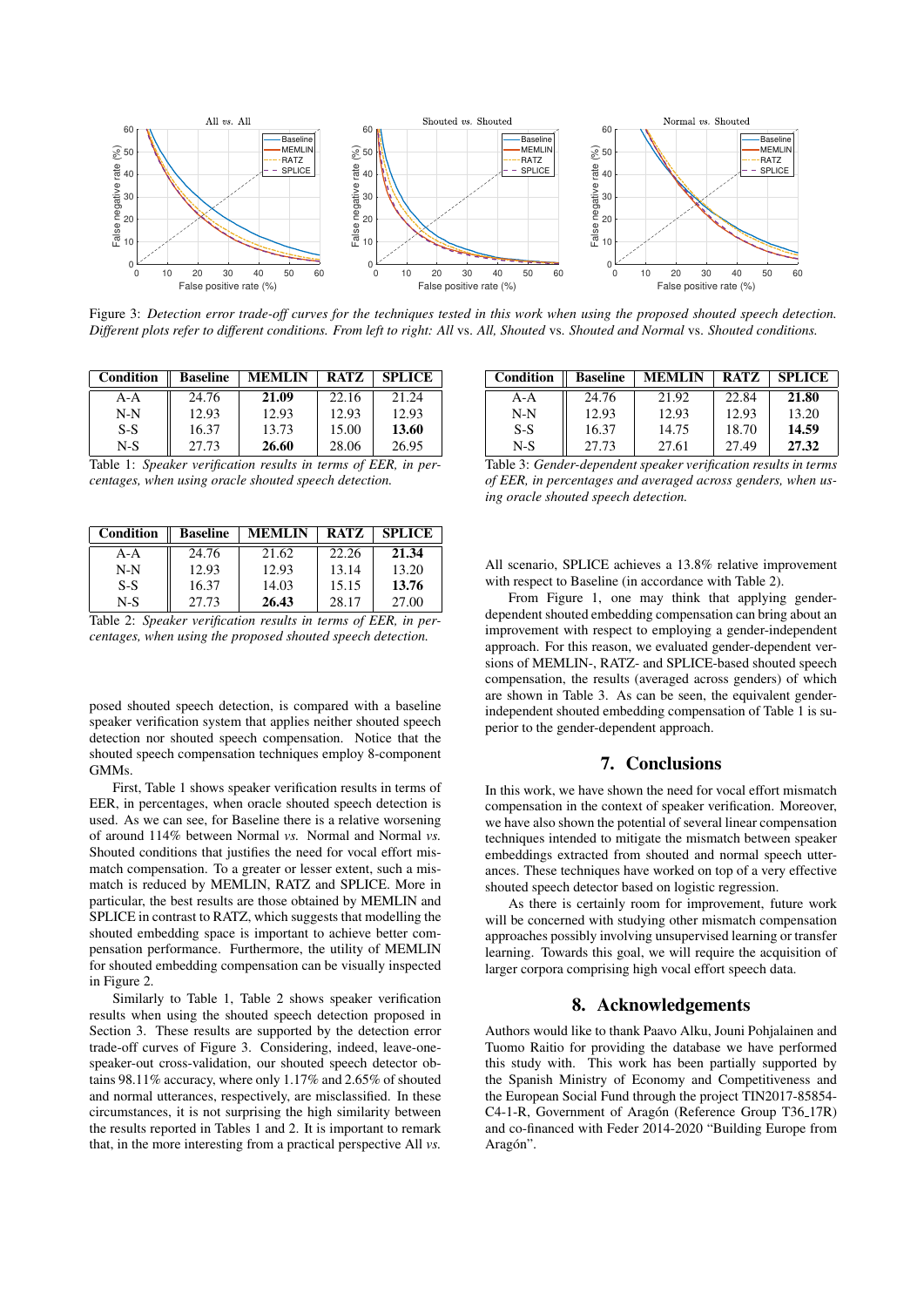Figure 3: *Detection error trade-off curves for the techniques tested in this work when using the proposed shouted speech detection. Different plots refer to different conditions. From left to right: All* vs. *All, Shouted* vs. *Shouted and Normal* vs. *Shouted conditions.*

| Condition | Baseline | MEMLIN | RATZ | SPLICE |
|---|---|---|---|---|
| A-A | 24.76 | **21.09** | 22.16 | 21.24 |
| N-N | 12.93 | 12.93 | 12.93 | 12.93 |
| S-S | 16.37 | 13.73 | 15.00 | **13.60** |
| N-S | 27.73 | **26.60** | 28.06 | 26.95 |

Table 1: *Speaker verification results in terms of EER, in percentages, when using oracle shouted speech detection.*

| Condition | Baseline | MEMLIN | RATZ | SPLICE |
|---|---|---|---|---|
| A-A | 24.76 | 21.62 | 22.26 | **21.34** |
| N-N | 12.93 | 12.93 | 13.14 | 13.20 |
| S-S | 16.37 | 14.03 | 15.15 | **13.76** |
| N-S | 27.73 | **26.43** | 28.17 | 27.00 |

Table 2: *Speaker verification results in terms of EER, in percentages, when using the proposed shouted speech detection.*

posed shouted speech detection, is compared with a baseline speaker verification system that applies neither shouted speech detection nor shouted speech compensation. Notice that the shouted speech compensation techniques employ 8-component GMMs.

First, Table 1 shows speaker verification results in terms of EER, in percentages, when oracle shouted speech detection is used. As we can see, for Baseline there is a relative worsening of around 114% between Normal *vs.* Normal and Normal *vs.* Shouted conditions that justifies the need for vocal effort mismatch compensation. To a greater or lesser extent, such a mismatch is reduced by MEMLIN, RATZ and SPLICE. More in particular, the best results are those obtained by MEMLIN and SPLICE in contrast to RATZ, which suggests that modelling the shouted embedding space is important to achieve better compensation performance. Furthermore, the utility of MEMLIN for shouted embedding compensation can be visually inspected in Figure 2.

Similarly to Table 1, Table 2 shows speaker verification results when using the shouted speech detection proposed in Section 3. These results are supported by the detection error trade-off curves of Figure 3. Considering, indeed, leave-one-speaker-out cross-validation, our shouted speech detector obtains 98.11% accuracy, where only 1.17% and 2.65% of shouted and normal utterances, respectively, are misclassified. In these circumstances, it is not surprising the high similarity between the results reported in Tables 1 and 2. It is important to remark that, in the more interesting from a practical perspective All *vs.* All scenario, SPLICE achieves a 13.8% relative improvement with respect to Baseline (in accordance with Table 2).

| Condition | Baseline | MEMLIN | RATZ | SPLICE |
|---|---|---|---|---|
| A-A | 24.76 | 21.92 | 22.84 | **21.80** |
| N-N | 12.93 | 12.93 | 12.93 | 13.20 |
| S-S | 16.37 | 14.75 | 18.70 | **14.59** |
| N-S | 27.73 | 27.61 | 27.49 | **27.32** |

Table 3: *Gender-dependent speaker verification results in terms of EER, in percentages and averaged across genders, when using oracle shouted speech detection.*

From Figure 1, one may think that applying gender-dependent shouted embedding compensation can bring about an improvement with respect to employing a gender-independent approach. For this reason, we evaluated gender-dependent versions of MEMLIN-, RATZ- and SPLICE-based shouted speech compensation, the results (averaged across genders) of which are shown in Table 3. As can be seen, the equivalent gender-independent shouted embedding compensation of Table 1 is superior to the gender-dependent approach.

## 7. Conclusions

In this work, we have shown the need for vocal effort mismatch compensation in the context of speaker verification. Moreover, we have also shown the potential of several linear compensation techniques intended to mitigate the mismatch between speaker embeddings extracted from shouted and normal speech utterances. These techniques have worked on top of a very effective shouted speech detector based on logistic regression.

As there is certainly room for improvement, future work will be concerned with studying other mismatch compensation approaches possibly involving unsupervised learning or transfer learning. Towards this goal, we will require the acquisition of larger corpora comprising high vocal effort speech data.

## 8. Acknowledgements

Authors would like to thank Paavo Alku, Jouni Pohjalainen and Tuomo Raitio for providing the database we have performed this study with. This work has been partially supported by the Spanish Ministry of Economy and Competitiveness and the European Social Fund through the project TIN2017-85854-C4-1-R, Government of Aragón (Reference Group T36_17R) and co-financed with Feder 2014-2020 "Building Europe from Aragón".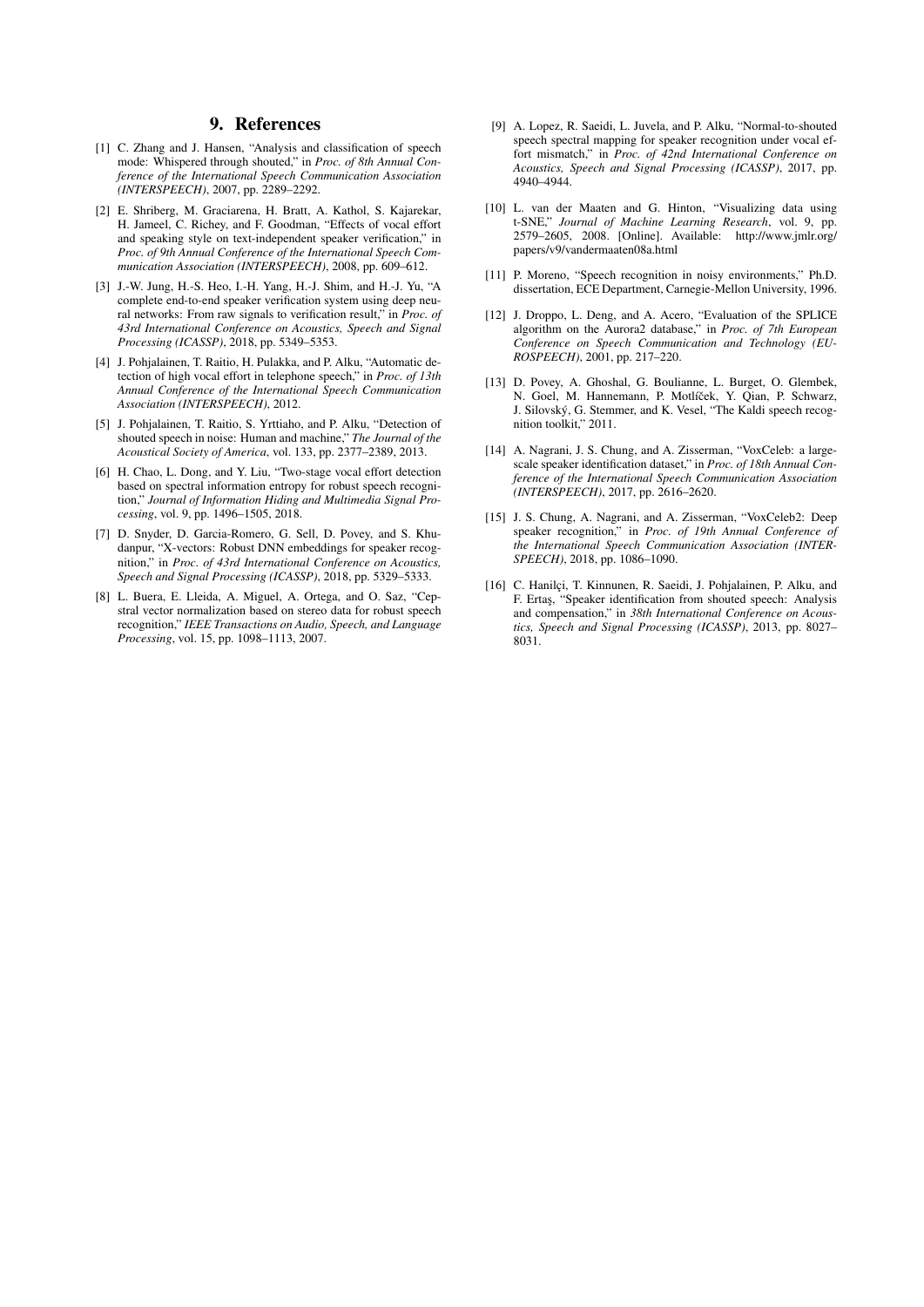## 9. References

[1] C. Zhang and J. Hansen, "Analysis and classification of speech mode: Whispered through shouted," in *Proc. of 8th Annual Conference of the International Speech Communication Association (INTERSPEECH)*, 2007, pp. 2289–2292.

[2] E. Shriberg, M. Graciarena, H. Bratt, A. Kathol, S. Kajarekar, H. Jameel, C. Richey, and F. Goodman, "Effects of vocal effort and speaking style on text-independent speaker verification," in *Proc. of 9th Annual Conference of the International Speech Communication Association (INTERSPEECH)*, 2008, pp. 609–612.

[3] J.-W. Jung, H.-S. Heo, I.-H. Yang, H.-J. Shim, and H.-J. Yu, "A complete end-to-end speaker verification system using deep neural networks: From raw signals to verification result," in *Proc. of 43rd International Conference on Acoustics, Speech and Signal Processing (ICASSP)*, 2018, pp. 5349–5353.

[4] J. Pohjalainen, T. Raitio, H. Pulakka, and P. Alku, "Automatic detection of high vocal effort in telephone speech," in *Proc. of 13th Annual Conference of the International Speech Communication Association (INTERSPEECH)*, 2012.

[5] J. Pohjalainen, T. Raitio, S. Yrttiaho, and P. Alku, "Detection of shouted speech in noise: Human and machine," *The Journal of the Acoustical Society of America*, vol. 133, pp. 2377–2389, 2013.

[6] H. Chao, L. Dong, and Y. Liu, "Two-stage vocal effort detection based on spectral information entropy for robust speech recognition," *Journal of Information Hiding and Multimedia Signal Processing*, vol. 9, pp. 1496–1505, 2018.

[7] D. Snyder, D. Garcia-Romero, G. Sell, D. Povey, and S. Khudanpur, "X-vectors: Robust DNN embeddings for speaker recognition," in *Proc. of 43rd International Conference on Acoustics, Speech and Signal Processing (ICASSP)*, 2018, pp. 5329–5333.

[8] L. Buera, E. Lleida, A. Miguel, A. Ortega, and O. Saz, "Cepstral vector normalization based on stereo data for robust speech recognition," *IEEE Transactions on Audio, Speech, and Language Processing*, vol. 15, pp. 1098–1113, 2007.

[9] A. Lopez, R. Saeidi, L. Juvela, and P. Alku, "Normal-to-shouted speech spectral mapping for speaker recognition under vocal effort mismatch," in *Proc. of 42nd International Conference on Acoustics, Speech and Signal Processing (ICASSP)*, 2017, pp. 4940–4944.

[10] L. van der Maaten and G. Hinton, "Visualizing data using t-SNE," *Journal of Machine Learning Research*, vol. 9, pp. 2579–2605, 2008. [Online]. Available: http://www.jmlr.org/papers/v9/vandermaaten08a.html

[11] P. Moreno, "Speech recognition in noisy environments," Ph.D. dissertation, ECE Department, Carnegie-Mellon University, 1996.

[12] J. Droppo, L. Deng, and A. Acero, "Evaluation of the SPLICE algorithm on the Aurora2 database," in *Proc. of 7th European Conference on Speech Communication and Technology (EUROSPEECH)*, 2001, pp. 217–220.

[13] D. Povey, A. Ghoshal, G. Boulianne, L. Burget, O. Glembek, N. Goel, M. Hannemann, P. Motlíček, Y. Qian, P. Schwarz, J. Silovský, G. Stemmer, and K. Vesel, "The Kaldi speech recognition toolkit," 2011.

[14] A. Nagrani, J. S. Chung, and A. Zisserman, "VoxCeleb: a large-scale speaker identification dataset," in *Proc. of 18th Annual Conference of the International Speech Communication Association (INTERSPEECH)*, 2017, pp. 2616–2620.

[15] J. S. Chung, A. Nagrani, and A. Zisserman, "VoxCeleb2: Deep speaker recognition," in *Proc. of 19th Annual Conference of the International Speech Communication Association (INTERSPEECH)*, 2018, pp. 1086–1090.

[16] C. Hanilçi, T. Kinnunen, R. Saeidi, J. Pohjalainen, P. Alku, and F. Ertaş, "Speaker identification from shouted speech: Analysis and compensation," in *38th International Conference on Acoustics, Speech and Signal Processing (ICASSP)*, 2013, pp. 8027–8031.